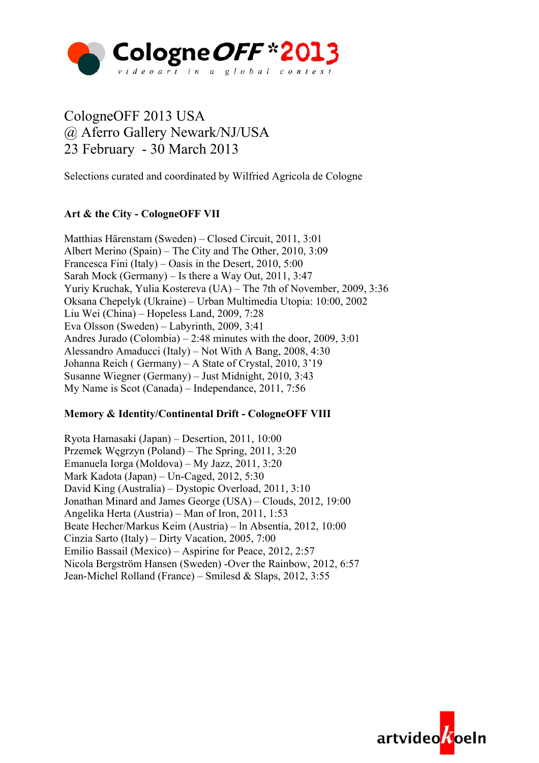# CologneOFF *2013

videoart in a global context

## CologneOFF 2013 USA
## @ Aferro Gallery Newark/NJ/USA
## 23 February - 30 March 2013

Selections curated and coordinated by Wilfried Agricola de Cologne

**Art & the City - CologneOFF VII**

Matthias Härenstam (Sweden) – Closed Circuit, 2011, 3:01
Albert Merino (Spain) – The City and The Other, 2010, 3:09
Francesca Fini (Italy) – Oasis in the Desert, 2010, 5:00
Sarah Mock (Germany) – Is there a Way Out, 2011, 3:47
Yuriy Kruchak, Yulia Kostereva (UA) – The 7th of November, 2009, 3:36
Oksana Chepelyk (Ukraine) – Urban Multimedia Utopia: 10:00, 2002
Liu Wei (China) – Hopeless Land, 2009, 7:28
Eva Olsson (Sweden) – Labyrinth, 2009, 3:41
Andres Jurado (Colombia) – 2:48 minutes with the door, 2009, 3:01
Alessandro Amaducci (Italy) – Not With A Bang, 2008, 4:30
Johanna Reich ( Germany) – A State of Crystal, 2010, 3'19
Susanne Wiegner (Germany) – Just Midnight, 2010, 3:43
My Name is Scot (Canada) – Independance, 2011, 7:56

**Memory & Identity/Continental Drift - CologneOFF VIII**

Ryota Hamasaki (Japan) – Desertion, 2011, 10:00
Przemek Węgrzyn (Poland) – The Spring, 2011, 3:20
Emanuela Iorga (Moldova) – My Jazz, 2011, 3:20
Mark Kadota (Japan) – Un-Caged, 2012, 5:30
David King (Australia) – Dystopic Overload, 2011, 3:10
Jonathan Minard and James George (USA) – Clouds, 2012, 19:00
Angelika Herta (Austria) – Man of Iron, 2011, 1:53
Beate Hecher/Markus Keim (Austria) – ln Absentia, 2012, 10:00
Cinzia Sarto (Italy) – Dirty Vacation, 2005, 7:00
Emilio Bassail (Mexico) – Aspirine for Peace, 2012, 2:57
Nicola Bergström Hansen (Sweden) -Over the Rainbow, 2012, 6:57
Jean-Michel Rolland (France) – Smilesd & Slaps, 2012, 3:55

artvideokoeln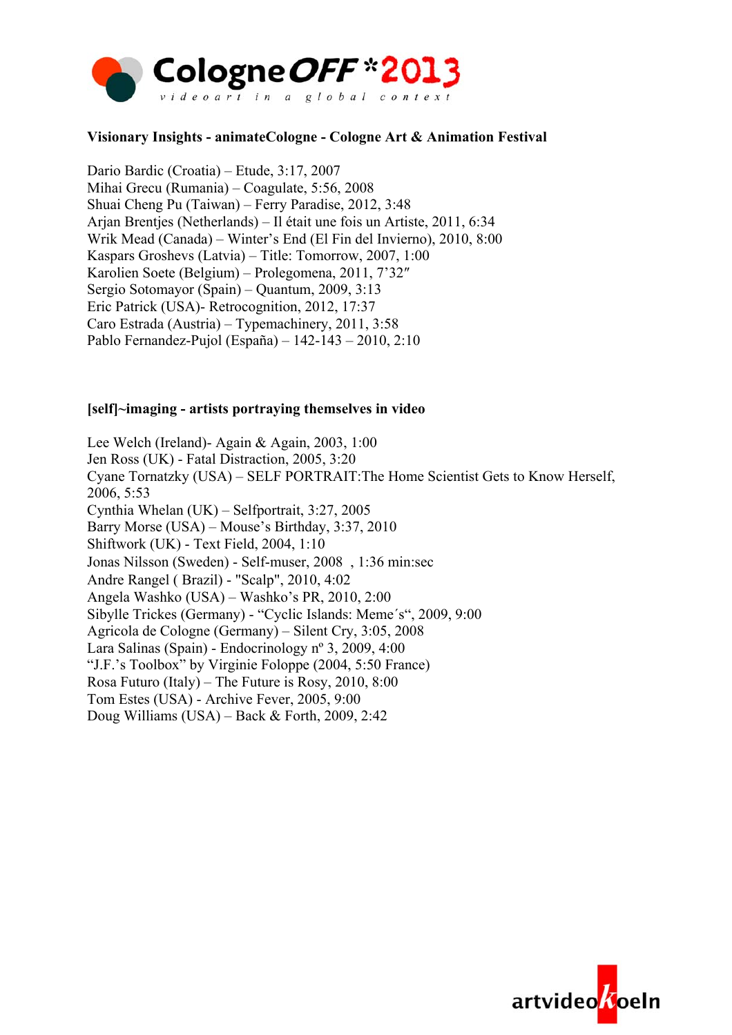**Visionary Insights - animateCologne - Cologne Art & Animation Festival**

Dario Bardic (Croatia) – Etude, 3:17, 2007
Mihai Grecu (Rumania) – Coagulate, 5:56, 2008
Shuai Cheng Pu (Taiwan) – Ferry Paradise, 2012, 3:48
Arjan Brentjes (Netherlands) – Il était une fois un Artiste, 2011, 6:34
Wrik Mead (Canada) – Winter's End (El Fin del Invierno), 2010, 8:00
Kaspars Groshevs (Latvia) – Title: Tomorrow, 2007, 1:00
Karolien Soete (Belgium) – Prolegomena, 2011, 7'32″
Sergio Sotomayor (Spain) – Quantum, 2009, 3:13
Eric Patrick (USA)- Retrocognition, 2012, 17:37
Caro Estrada (Austria) – Typemachinery, 2011, 3:58
Pablo Fernandez-Pujol (España) – 142-143 – 2010, 2:10

**[self]~imaging - artists portraying themselves in video**

Lee Welch (Ireland)- Again & Again, 2003, 1:00
Jen Ross (UK) - Fatal Distraction, 2005, 3:20
Cyane Tornatzky (USA) – SELF PORTRAIT:The Home Scientist Gets to Know Herself, 2006, 5:53
Cynthia Whelan (UK) – Selfportrait, 3:27, 2005
Barry Morse (USA) – Mouse's Birthday, 3:37, 2010
Shiftwork (UK) - Text Field, 2004, 1:10
Jonas Nilsson (Sweden) - Self-muser, 2008 , 1:36 min:sec
Andre Rangel ( Brazil) - "Scalp", 2010, 4:02
Angela Washko (USA) – Washko's PR, 2010, 2:00
Sibylle Trickes (Germany) - "Cyclic Islands: Meme´s", 2009, 9:00
Agricola de Cologne (Germany) – Silent Cry, 3:05, 2008
Lara Salinas (Spain) - Endocrinology nº 3, 2009, 4:00
"J.F.'s Toolbox" by Virginie Foloppe (2004, 5:50 France)
Rosa Futuro (Italy) – The Future is Rosy, 2010, 8:00
Tom Estes (USA) - Archive Fever, 2005, 9:00
Doug Williams (USA) – Back & Forth, 2009, 2:42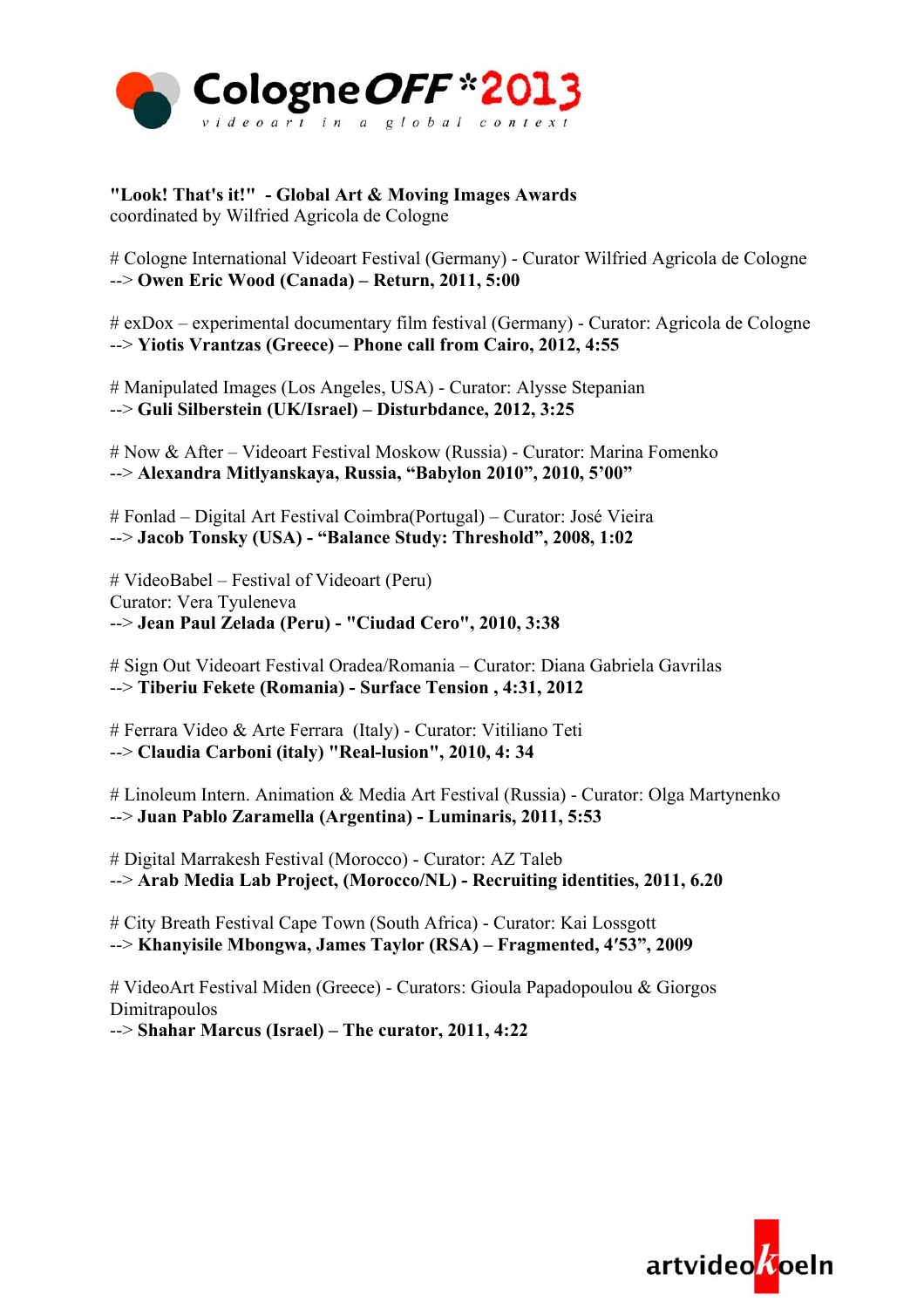**"Look! That's it!" - Global Art & Moving Images Awards**
coordinated by Wilfried Agricola de Cologne

# Cologne International Videoart Festival (Germany) - Curator Wilfried Agricola de Cologne
--> **Owen Eric Wood (Canada) – Return, 2011, 5:00**

# exDox – experimental documentary film festival (Germany) - Curator: Agricola de Cologne
--> **Yiotis Vrantzas (Greece) – Phone call from Cairo, 2012, 4:55**

# Manipulated Images (Los Angeles, USA) - Curator: Alysse Stepanian
--> **Guli Silberstein (UK/Israel) – Disturbdance, 2012, 3:25**

# Now & After – Videoart Festival Moskow (Russia) - Curator: Marina Fomenko
--> **Alexandra Mitlyanskaya, Russia, "Babylon 2010", 2010, 5'00"**

# Fonlad – Digital Art Festival Coimbra(Portugal) – Curator: José Vieira
--> **Jacob Tonsky (USA) - "Balance Study: Threshold", 2008, 1:02**

# VideoBabel – Festival of Videoart (Peru)
Curator: Vera Tyuleneva
--> **Jean Paul Zelada (Peru) - "Ciudad Cero", 2010, 3:38**

# Sign Out Videoart Festival Oradea/Romania – Curator: Diana Gabriela Gavrilas
--> **Tiberiu Fekete (Romania) - Surface Tension , 4:31, 2012**

# Ferrara Video & Arte Ferrara (Italy) - Curator: Vitiliano Teti
--> **Claudia Carboni (italy) "Real-lusion", 2010, 4: 34**

# Linoleum Intern. Animation & Media Art Festival (Russia) - Curator: Olga Martynenko
--> **Juan Pablo Zaramella (Argentina) - Luminaris, 2011, 5:53**

# Digital Marrakesh Festival (Morocco) - Curator: AZ Taleb
--> **Arab Media Lab Project, (Morocco/NL) - Recruiting identities, 2011, 6.20**

# City Breath Festival Cape Town (South Africa) - Curator: Kai Lossgott
--> **Khanyisile Mbongwa, James Taylor (RSA) – Fragmented, 4′53", 2009**

# VideoArt Festival Miden (Greece) - Curators: Gioula Papadopoulou & Giorgos Dimitrapoulos
--> **Shahar Marcus (Israel) – The curator, 2011, 4:22**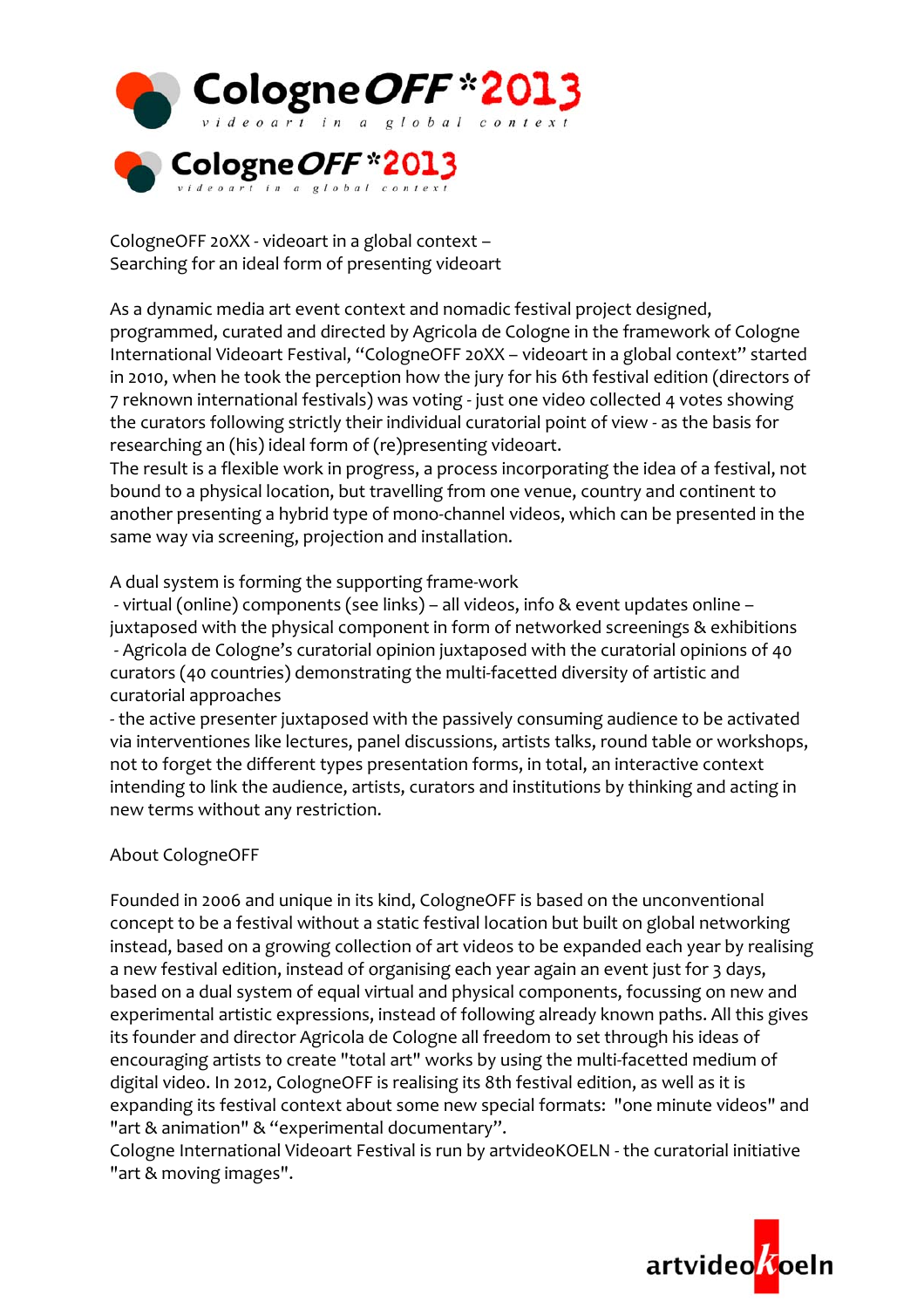# CologneOFF *2013

videoart in a global context

# CologneOFF *2013

videoart in a global context

CologneOFF 20XX - videoart in a global context –
Searching for an ideal form of presenting videoart

As a dynamic media art event context and nomadic festival project designed, programmed, curated and directed by Agricola de Cologne in the framework of Cologne International Videoart Festival, "CologneOFF 20XX – videoart in a global context" started in 2010, when he took the perception how the jury for his 6th festival edition (directors of 7 reknown international festivals) was voting - just one video collected 4 votes showing the curators following strictly their individual curatorial point of view - as the basis for researching an (his) ideal form of (re)presenting videoart.
The result is a flexible work in progress, a process incorporating the idea of a festival, not bound to a physical location, but travelling from one venue, country and continent to another presenting a hybrid type of mono-channel videos, which can be presented in the same way via screening, projection and installation.

A dual system is forming the supporting frame-work
- virtual (online) components (see links) – all videos, info & event updates online – juxtaposed with the physical component in form of networked screenings & exhibitions
- Agricola de Cologne's curatorial opinion juxtaposed with the curatorial opinions of 40 curators (40 countries) demonstrating the multi-facetted diversity of artistic and curatorial approaches
- the active presenter juxtaposed with the passively consuming audience to be activated via interventiones like lectures, panel discussions, artists talks, round table or workshops, not to forget the different types presentation forms, in total, an interactive context intending to link the audience, artists, curators and institutions by thinking and acting in new terms without any restriction.

About CologneOFF

Founded in 2006 and unique in its kind, CologneOFF is based on the unconventional concept to be a festival without a static festival location but built on global networking instead, based on a growing collection of art videos to be expanded each year by realising a new festival edition, instead of organising each year again an event just for 3 days, based on a dual system of equal virtual and physical components, focussing on new and experimental artistic expressions, instead of following already known paths. All this gives its founder and director Agricola de Cologne all freedom to set through his ideas of encouraging artists to create "total art" works by using the multi-facetted medium of digital video. In 2012, CologneOFF is realising its 8th festival edition, as well as it is expanding its festival context about some new special formats: "one minute videos" and "art & animation" & "experimental documentary".
Cologne International Videoart Festival is run by artvideoKOELN - the curatorial initiative "art & moving images".

artvideoKoeln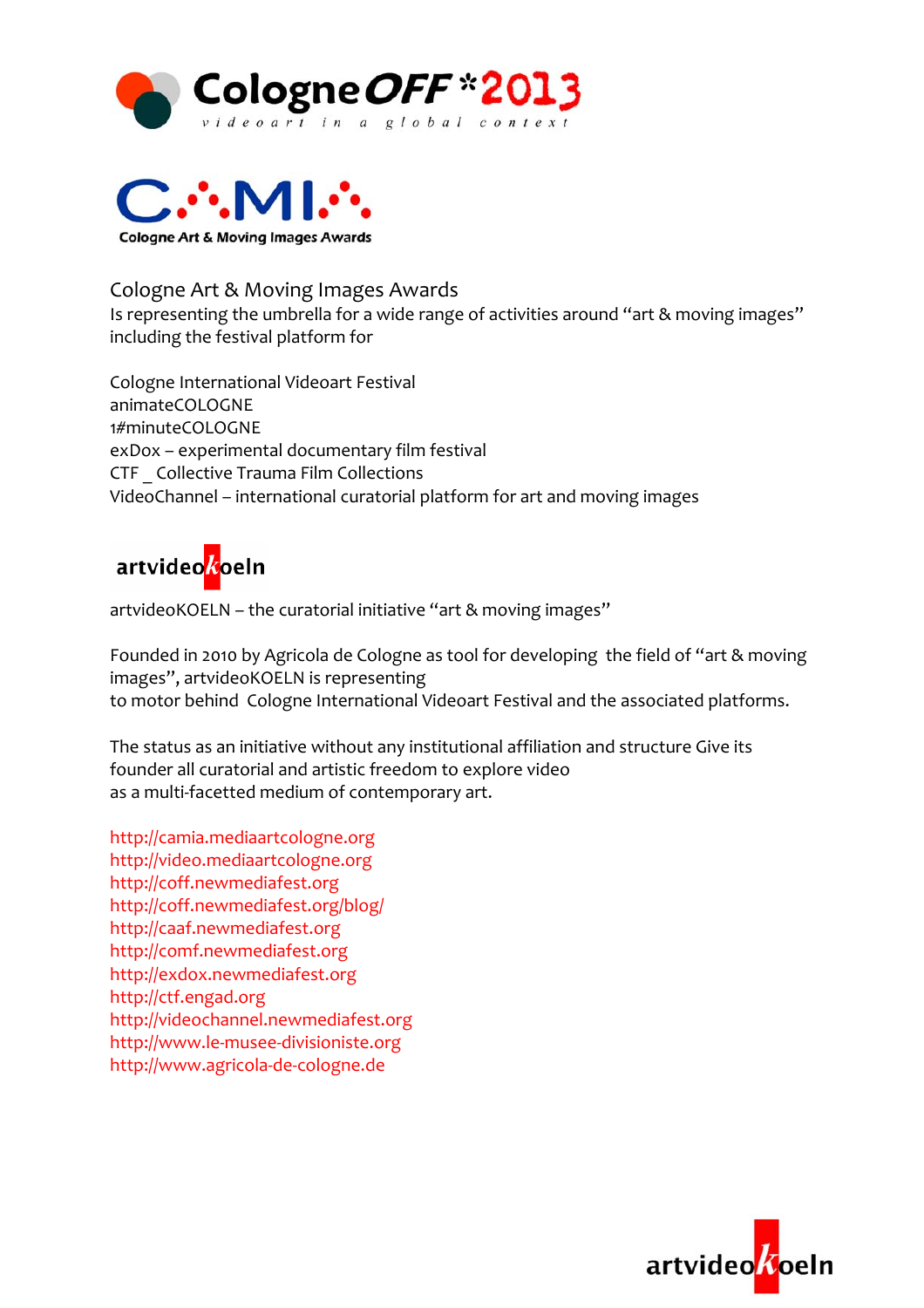CologneOFF *2013

videoart in a global context

C.·.MI.·.

Cologne Art & Moving Images Awards

Cologne Art & Moving Images Awards
Is representing the umbrella for a wide range of activities around "art & moving images" including the festival platform for

Cologne International Videoart Festival
animateCOLOGNE
1#minuteCOLOGNE
exDox – experimental documentary film festival
CTF _ Collective Trauma Film Collections
VideoChannel – international curatorial platform for art and moving images

artvideokoeln

artvideoKOELN – the curatorial initiative "art & moving images"

Founded in 2010 by Agricola de Cologne as tool for developing the field of "art & moving images", artvideoKOELN is representing
to motor behind Cologne International Videoart Festival and the associated platforms.

The status as an initiative without any institutional affiliation and structure Give its founder all curatorial and artistic freedom to explore video
as a multi-facetted medium of contemporary art.

http://camia.mediaartcologne.org
http://video.mediaartcologne.org
http://coff.newmediafest.org
http://coff.newmediafest.org/blog/
http://caaf.newmediafest.org
http://comf.newmediafest.org
http://exdox.newmediafest.org
http://ctf.engad.org
http://videochannel.newmediafest.org
http://www.le-musee-divisioniste.org
http://www.agricola-de-cologne.de

artvideokoeln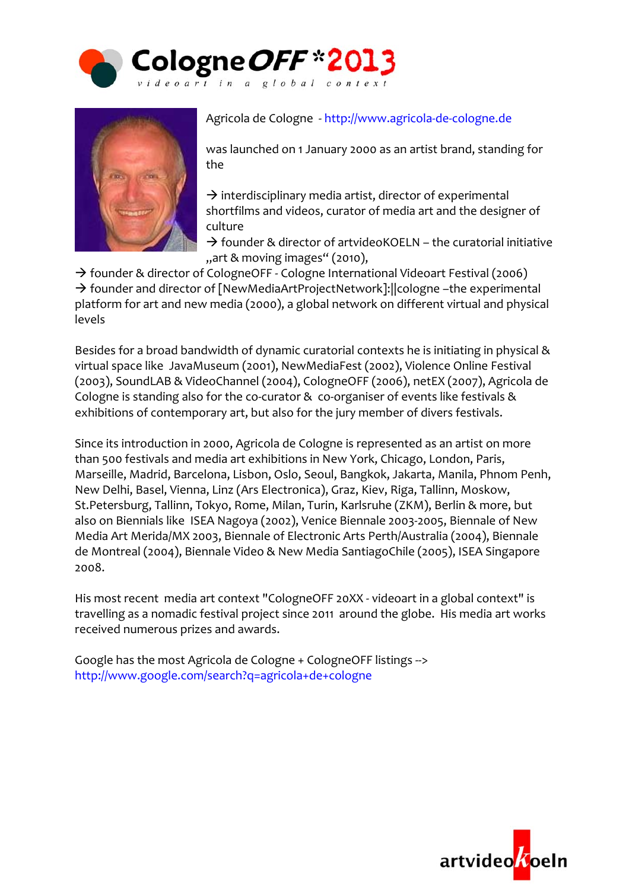Agricola de Cologne - http://www.agricola-de-cologne.de

was launched on 1 January 2000 as an artist brand, standing for the

→ interdisciplinary media artist, director of experimental shortfilms and videos, curator of media art and the designer of culture
→ founder & director of artvideoKOELN – the curatorial initiative „art & moving images“ (2010),
→ founder & director of CologneOFF - Cologne International Videoart Festival (2006)
→ founder and director of [NewMediaArtProjectNetwork]:||cologne –the experimental platform for art and new media (2000), a global network on different virtual and physical levels

Besides for a broad bandwidth of dynamic curatorial contexts he is initiating in physical & virtual space like JavaMuseum (2001), NewMediaFest (2002), Violence Online Festival (2003), SoundLAB & VideoChannel (2004), CologneOFF (2006), netEX (2007), Agricola de Cologne is standing also for the co-curator & co-organiser of events like festivals & exhibitions of contemporary art, but also for the jury member of divers festivals.

Since its introduction in 2000, Agricola de Cologne is represented as an artist on more than 500 festivals and media art exhibitions in New York, Chicago, London, Paris, Marseille, Madrid, Barcelona, Lisbon, Oslo, Seoul, Bangkok, Jakarta, Manila, Phnom Penh, New Delhi, Basel, Vienna, Linz (Ars Electronica), Graz, Kiev, Riga, Tallinn, Moskow, St.Petersburg, Tallinn, Tokyo, Rome, Milan, Turin, Karlsruhe (ZKM), Berlin & more, but also on Biennials like ISEA Nagoya (2002), Venice Biennale 2003-2005, Biennale of New Media Art Merida/MX 2003, Biennale of Electronic Arts Perth/Australia (2004), Biennale de Montreal (2004), Biennale Video & New Media SantiagoChile (2005), ISEA Singapore 2008.

His most recent media art context "CologneOFF 20XX - videoart in a global context" is travelling as a nomadic festival project since 2011 around the globe. His media art works received numerous prizes and awards.

Google has the most Agricola de Cologne + CologneOFF listings -->
http://www.google.com/search?q=agricola+de+cologne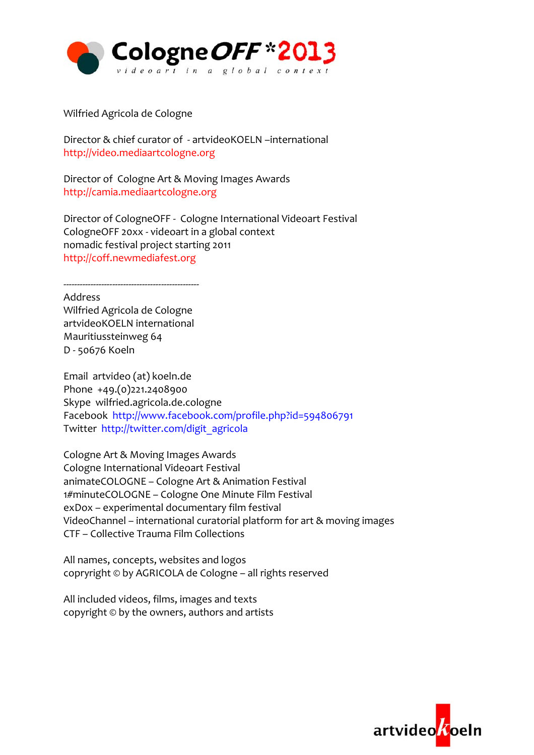CologneOFF *2013

videoart in a global context

Wilfried Agricola de Cologne

Director & chief curator of - artvideoKOELN –international
http://video.mediaartcologne.org

Director of Cologne Art & Moving Images Awards
http://camia.mediaartcologne.org

Director of CologneOFF - Cologne International Videoart Festival
CologneOFF 20xx - videoart in a global context
nomadic festival project starting 2011
http://coff.newmediafest.org

---------------------------------------------------

Address
Wilfried Agricola de Cologne
artvideoKOELN international
Mauritiussteinweg 64
D - 50676 Koeln

Email artvideo (at) koeln.de
Phone +49.(0)221.2408900
Skype wilfried.agricola.de.cologne
Facebook http://www.facebook.com/profile.php?id=594806791
Twitter http://twitter.com/digit_agricola

Cologne Art & Moving Images Awards
Cologne International Videoart Festival
animateCOLOGNE – Cologne Art & Animation Festival
1#minuteCOLOGNE – Cologne One Minute Film Festival
exDox – experimental documentary film festival
VideoChannel – international curatorial platform for art & moving images
CTF – Collective Trauma Film Collections

All names, concepts, websites and logos
copyright © by AGRICOLA de Cologne – all rights reserved

All included videos, films, images and texts
copyright © by the owners, authors and artists

artvideoKoeln